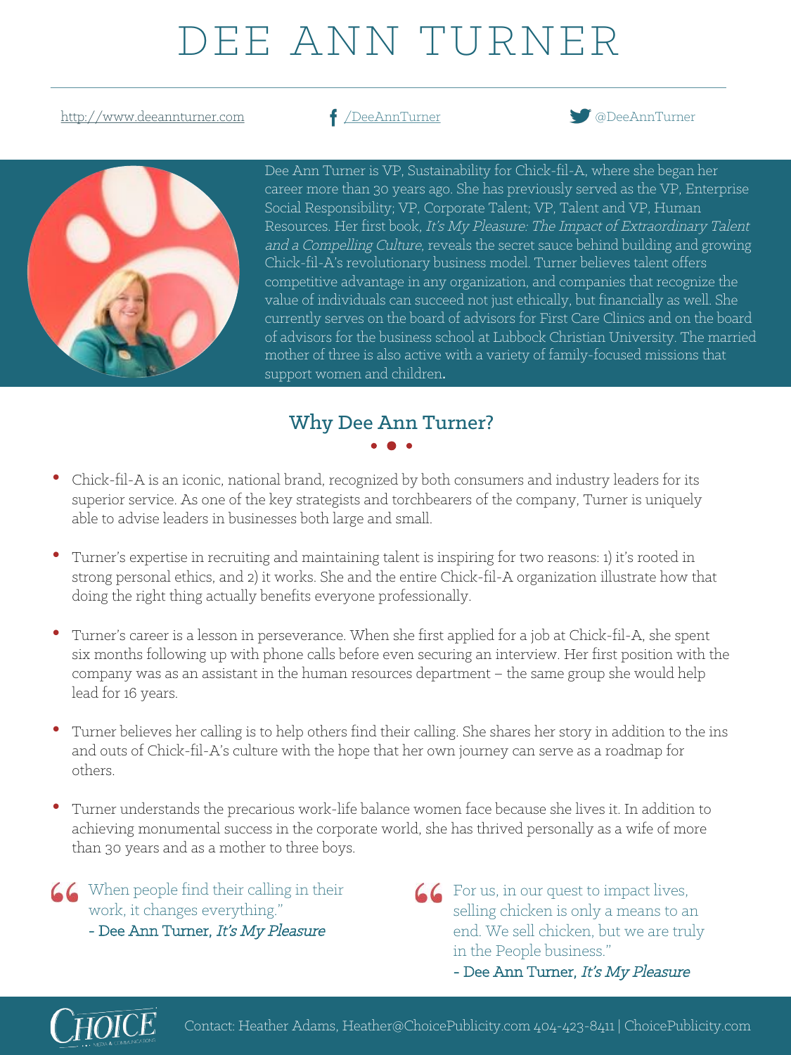# DEE ANN TURNER

http://www.deeannturner.com  /DeeAnnTurner  @DeeAnnTurner

Dee Ann Turner is VP, Sustainability for Chick-fil-A, where she began her career more than 30 years ago. She has previously served as the VP, Enterprise Social Responsibility; VP, Corporate Talent; VP, Talent and VP, Human Resources. Her first book, *It's My Pleasure: The Impact of Extraordinary Talent and a Compelling Culture*, reveals the secret sauce behind building and growing Chick-fil-A's revolutionary business model. Turner believes talent offers competitive advantage in any organization, and companies that recognize the value of individuals can succeed not just ethically, but financially as well. She currently serves on the board of advisors for First Care Clinics and on the board of advisors for the business school at Lubbock Christian University. The married mother of three is also active with a variety of family-focused missions that support women and children.

## Why Dee Ann Turner?

- Chick-fil-A is an iconic, national brand, recognized by both consumers and industry leaders for its superior service. As one of the key strategists and torchbearers of the company, Turner is uniquely able to advise leaders in businesses both large and small.
- Turner's expertise in recruiting and maintaining talent is inspiring for two reasons: 1) it's rooted in strong personal ethics, and 2) it works. She and the entire Chick-fil-A organization illustrate how that doing the right thing actually benefits everyone professionally.
- Turner's career is a lesson in perseverance. When she first applied for a job at Chick-fil-A, she spent six months following up with phone calls before even securing an interview. Her first position with the company was as an assistant in the human resources department – the same group she would help lead for 16 years.
- Turner believes her calling is to help others find their calling. She shares her story in addition to the ins and outs of Chick-fil-A's culture with the hope that her own journey can serve as a roadmap for others.
- Turner understands the precarious work-life balance women face because she lives it. In addition to achieving monumental success in the corporate world, she has thrived personally as a wife of more than 30 years and as a mother to three boys.

> "When people find their calling in their work, it changes everything."
> - Dee Ann Turner, *It's My Pleasure*

> "For us, in our quest to impact lives, selling chicken is only a means to an end. We sell chicken, but we are truly in the People business."
> - Dee Ann Turner, *It's My Pleasure*

Contact: Heather Adams, Heather@ChoicePublicity.com 404-423-8411 | ChoicePublicity.com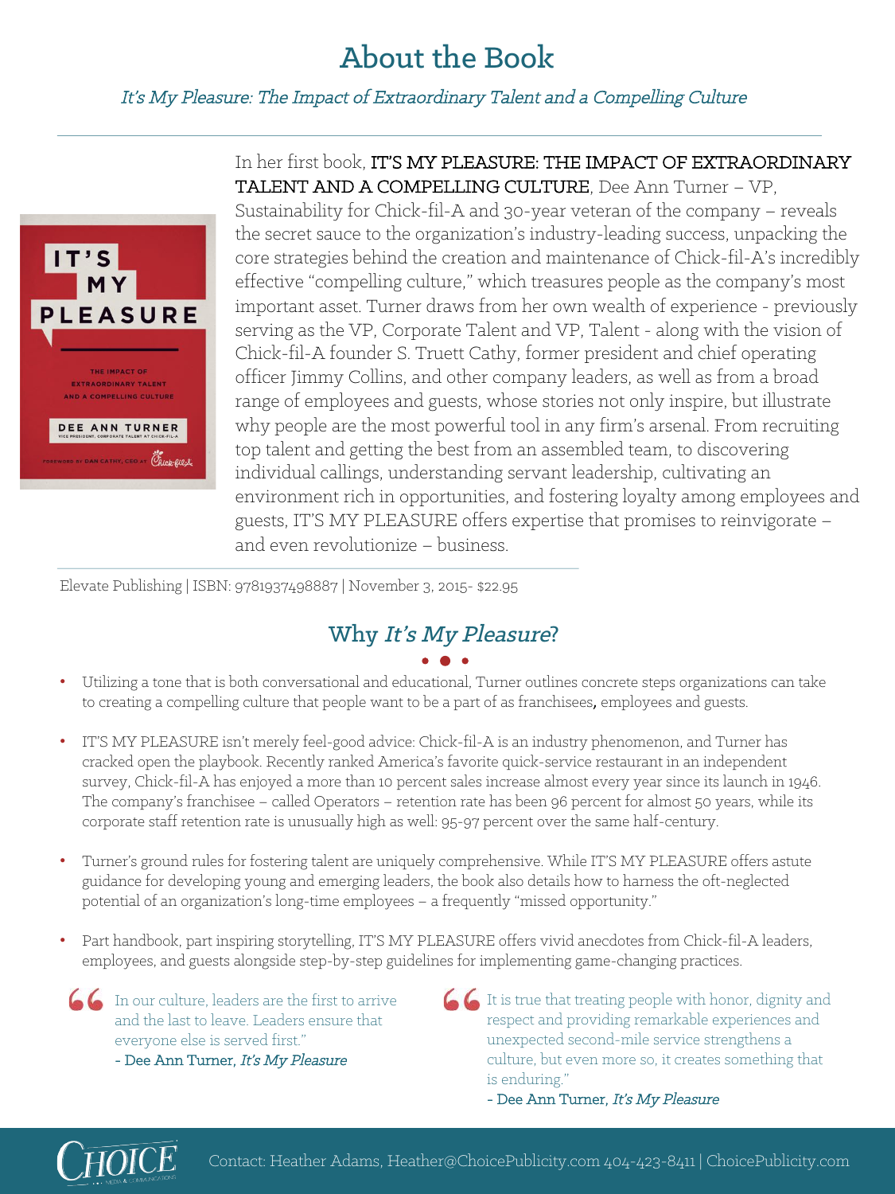# About the Book

*It's My Pleasure: The Impact of Extraordinary Talent and a Compelling Culture*

In her first book, **IT'S MY PLEASURE: THE IMPACT OF EXTRAORDINARY TALENT AND A COMPELLING CULTURE**, Dee Ann Turner – VP, Sustainability for Chick-fil-A and 30-year veteran of the company – reveals the secret sauce to the organization's industry-leading success, unpacking the core strategies behind the creation and maintenance of Chick-fil-A's incredibly effective "compelling culture," which treasures people as the company's most important asset. Turner draws from her own wealth of experience - previously serving as the VP, Corporate Talent and VP, Talent - along with the vision of Chick-fil-A founder S. Truett Cathy, former president and chief operating officer Jimmy Collins, and other company leaders, as well as from a broad range of employees and guests, whose stories not only inspire, but illustrate why people are the most powerful tool in any firm's arsenal. From recruiting top talent and getting the best from an assembled team, to discovering individual callings, understanding servant leadership, cultivating an environment rich in opportunities, and fostering loyalty among employees and guests, IT'S MY PLEASURE offers expertise that promises to reinvigorate – and even revolutionize – business.

Elevate Publishing | ISBN: 9781937498887 | November 3, 2015- $22.95

## Why *It's My Pleasure*?

- Utilizing a tone that is both conversational and educational, Turner outlines concrete steps organizations can take to creating a compelling culture that people want to be a part of as franchisees, employees and guests.
- IT'S MY PLEASURE isn't merely feel-good advice: Chick-fil-A is an industry phenomenon, and Turner has cracked open the playbook. Recently ranked America's favorite quick-service restaurant in an independent survey, Chick-fil-A has enjoyed a more than 10 percent sales increase almost every year since its launch in 1946. The company's franchisee – called Operators – retention rate has been 96 percent for almost 50 years, while its corporate staff retention rate is unusually high as well: 95-97 percent over the same half-century.
- Turner's ground rules for fostering talent are uniquely comprehensive. While IT'S MY PLEASURE offers astute guidance for developing young and emerging leaders, the book also details how to harness the oft-neglected potential of an organization's long-time employees – a frequently "missed opportunity."
- Part handbook, part inspiring storytelling, IT'S MY PLEASURE offers vivid anecdotes from Chick-fil-A leaders, employees, and guests alongside step-by-step guidelines for implementing game-changing practices.

> "In our culture, leaders are the first to arrive and the last to leave. Leaders ensure that everyone else is served first."
> - Dee Ann Turner, *It's My Pleasure*

> "It is true that treating people with honor, dignity and respect and providing remarkable experiences and unexpected second-mile service strengthens a culture, but even more so, it creates something that is enduring."
> - Dee Ann Turner, *It's My Pleasure*

Contact: Heather Adams, Heather@ChoicePublicity.com 404-423-8411 | ChoicePublicity.com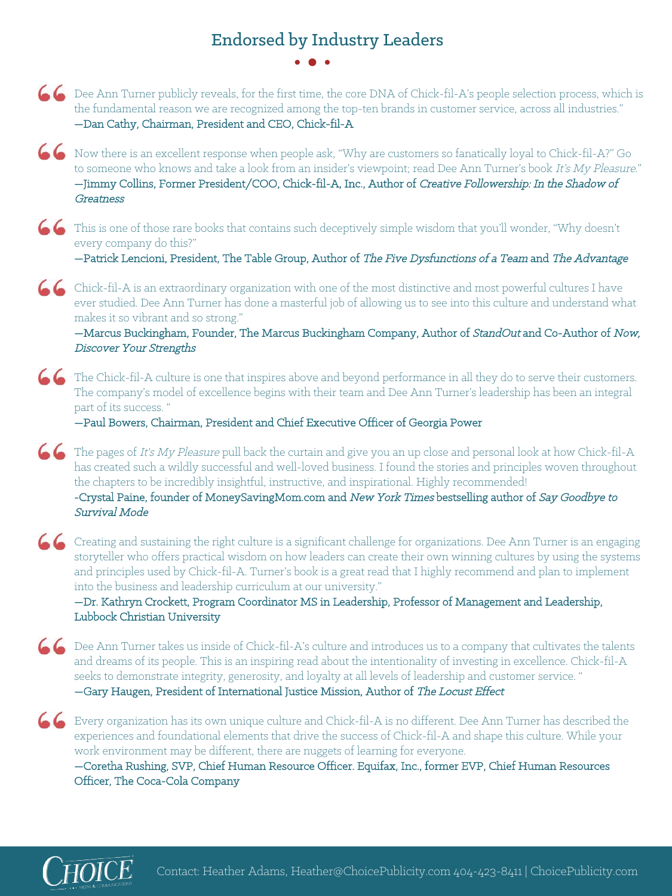## Endorsed by Industry Leaders

"Dee Ann Turner publicly reveals, for the first time, the core DNA of Chick-fil-A's people selection process, which is the fundamental reason we are recognized among the top-ten brands in customer service, across all industries."
**—Dan Cathy, Chairman, President and CEO, Chick-fil-A**

"Now there is an excellent response when people ask, "Why are customers so fanatically loyal to Chick-fil-A?" Go to someone who knows and take a look from an insider's viewpoint; read Dee Ann Turner's book *It's My Pleasure*."
**—Jimmy Collins, Former President/COO, Chick-fil-A, Inc., Author of *Creative Followership: In the Shadow of Greatness***

"This is one of those rare books that contains such deceptively simple wisdom that you'll wonder, "Why doesn't every company do this?"
**—Patrick Lencioni, President, The Table Group, Author of *The Five Dysfunctions of a Team* and *The Advantage***

"Chick-fil-A is an extraordinary organization with one of the most distinctive and most powerful cultures I have ever studied. Dee Ann Turner has done a masterful job of allowing us to see into this culture and understand what makes it so vibrant and so strong."
**—Marcus Buckingham, Founder, The Marcus Buckingham Company, Author of *StandOut* and Co-Author of *Now, Discover Your Strengths***

"The Chick-fil-A culture is one that inspires above and beyond performance in all they do to serve their customers. The company's model of excellence begins with their team and Dee Ann Turner's leadership has been an integral part of its success. "
**—Paul Bowers, Chairman, President and Chief Executive Officer of Georgia Power**

"The pages of *It's My Pleasure* pull back the curtain and give you an up close and personal look at how Chick-fil-A has created such a wildly successful and well-loved business. I found the stories and principles woven throughout the chapters to be incredibly insightful, instructive, and inspirational. Highly recommended!
**-Crystal Paine, founder of MoneySavingMom.com and *New York Times* bestselling author of *Say Goodbye to Survival Mode***

"Creating and sustaining the right culture is a significant challenge for organizations. Dee Ann Turner is an engaging storyteller who offers practical wisdom on how leaders can create their own winning cultures by using the systems and principles used by Chick-fil-A. Turner's book is a great read that I highly recommend and plan to implement into the business and leadership curriculum at our university."
**—Dr. Kathryn Crockett, Program Coordinator MS in Leadership, Professor of Management and Leadership, Lubbock Christian University**

"Dee Ann Turner takes us inside of Chick-fil-A's culture and introduces us to a company that cultivates the talents and dreams of its people. This is an inspiring read about the intentionality of investing in excellence. Chick-fil-A seeks to demonstrate integrity, generosity, and loyalty at all levels of leadership and customer service. "
**—Gary Haugen, President of International Justice Mission, Author of *The Locust Effect***

"Every organization has its own unique culture and Chick-fil-A is no different. Dee Ann Turner has described the experiences and foundational elements that drive the success of Chick-fil-A and shape this culture. While your work environment may be different, there are nuggets of learning for everyone.
**—Coretha Rushing, SVP, Chief Human Resource Officer. Equifax, Inc., former EVP, Chief Human Resources Officer, The Coca-Cola Company**

CHOICE Media & Communications

Contact: Heather Adams, Heather@ChoicePublicity.com 404-423-8411 | ChoicePublicity.com